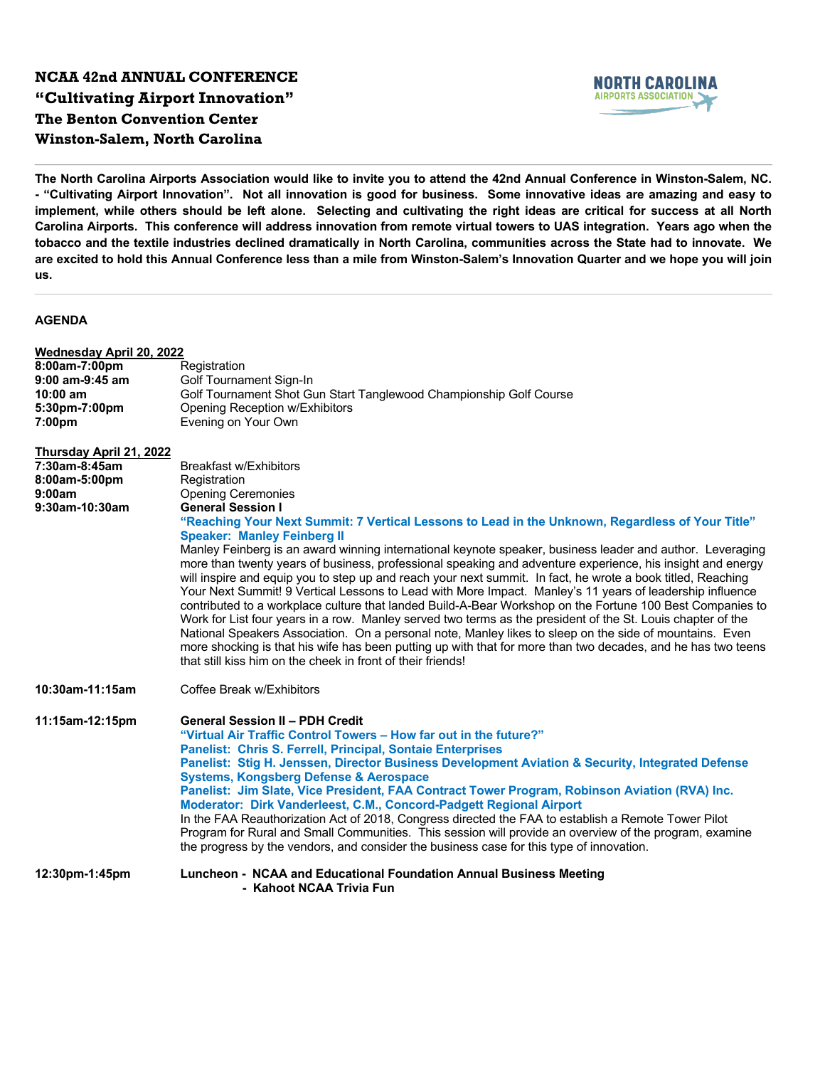# NCAA 42nd ANNUAL CONFERENCE
## "Cultivating Airport Innovation"
### The Benton Convention Center
### Winston-Salem, North Carolina

NORTH CAROLINA AIRPORTS ASSOCIATION

---

**The North Carolina Airports Association would like to invite you to attend the 42nd Annual Conference in Winston-Salem, NC. - "Cultivating Airport Innovation". Not all innovation is good for business. Some innovative ideas are amazing and easy to implement, while others should be left alone. Selecting and cultivating the right ideas are critical for success at all North Carolina Airports. This conference will address innovation from remote virtual towers to UAS integration. Years ago when the tobacco and the textile industries declined dramatically in North Carolina, communities across the State had to innovate. We are excited to hold this Annual Conference less than a mile from Winston-Salem's Innovation Quarter and we hope you will join us.**

---

**AGENDA**

**Wednesday April 20, 2022**

| | |
|---|---|
| **8:00am-7:00pm** | Registration |
| **9:00 am-9:45 am** | Golf Tournament Sign-In |
| **10:00 am** | Golf Tournament Shot Gun Start Tanglewood Championship Golf Course |
| **5:30pm-7:00pm** | Opening Reception w/Exhibitors |
| **7:00pm** | Evening on Your Own |

**Thursday April 21, 2022**

**7:30am-8:45am** Breakfast w/Exhibitors

**8:00am-5:00pm** Registration

**9:00am** Opening Ceremonies

**9:30am-10:30am** **General Session I**

**"Reaching Your Next Summit: 7 Vertical Lessons to Lead in the Unknown, Regardless of Your Title"**
**Speaker: Manley Feinberg II**

Manley Feinberg is an award winning international keynote speaker, business leader and author. Leveraging more than twenty years of business, professional speaking and adventure experience, his insight and energy will inspire and equip you to step up and reach your next summit. In fact, he wrote a book titled, Reaching Your Next Summit! 9 Vertical Lessons to Lead with More Impact. Manley's 11 years of leadership influence contributed to a workplace culture that landed Build-A-Bear Workshop on the Fortune 100 Best Companies to Work for List four years in a row. Manley served two terms as the president of the St. Louis chapter of the National Speakers Association. On a personal note, Manley likes to sleep on the side of mountains. Even more shocking is that his wife has been putting up with that for more than two decades, and he has two teens that still kiss him on the cheek in front of their friends!

**10:30am-11:15am** Coffee Break w/Exhibitors

**11:15am-12:15pm** **General Session II – PDH Credit**

**"Virtual Air Traffic Control Towers – How far out in the future?"**
**Panelist: Chris S. Ferrell, Principal, Sontaie Enterprises**
**Panelist: Stig H. Jenssen, Director Business Development Aviation & Security, Integrated Defense Systems, Kongsberg Defense & Aerospace**
**Panelist: Jim Slate, Vice President, FAA Contract Tower Program, Robinson Aviation (RVA) Inc.**
**Moderator: Dirk Vanderleest, C.M., Concord-Padgett Regional Airport**

In the FAA Reauthorization Act of 2018, Congress directed the FAA to establish a Remote Tower Pilot Program for Rural and Small Communities. This session will provide an overview of the program, examine the progress by the vendors, and consider the business case for this type of innovation.

**12:30pm-1:45pm** **Luncheon - NCAA and Educational Foundation Annual Business Meeting**
**- Kahoot NCAA Trivia Fun**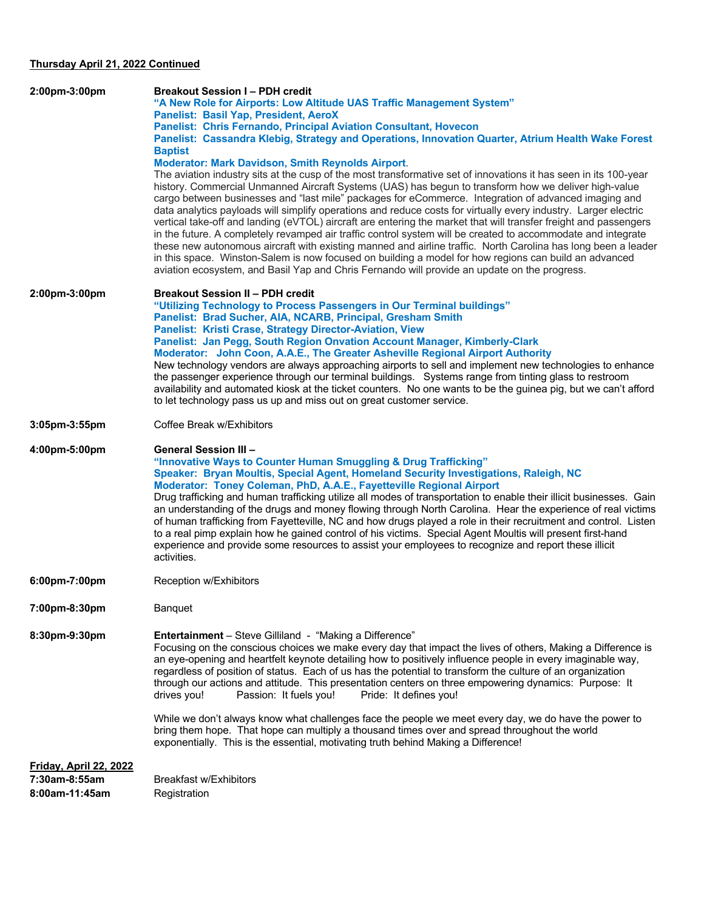**Thursday April 21, 2022 Continued**

**2:00pm-3:00pm**

**Breakout Session I – PDH credit**
**"A New Role for Airports: Low Altitude UAS Traffic Management System"**
**Panelist: Basil Yap, President, AeroX**
**Panelist: Chris Fernando, Principal Aviation Consultant, Hovecon**
**Panelist: Cassandra Klebig, Strategy and Operations, Innovation Quarter, Atrium Health Wake Forest Baptist**
**Moderator: Mark Davidson, Smith Reynolds Airport**.

The aviation industry sits at the cusp of the most transformative set of innovations it has seen in its 100-year history. Commercial Unmanned Aircraft Systems (UAS) has begun to transform how we deliver high-value cargo between businesses and "last mile" packages for eCommerce. Integration of advanced imaging and data analytics payloads will simplify operations and reduce costs for virtually every industry. Larger electric vertical take-off and landing (eVTOL) aircraft are entering the market that will transfer freight and passengers in the future. A completely revamped air traffic control system will be created to accommodate and integrate these new autonomous aircraft with existing manned and airline traffic. North Carolina has long been a leader in this space. Winston-Salem is now focused on building a model for how regions can build an advanced aviation ecosystem, and Basil Yap and Chris Fernando will provide an update on the progress.

**2:00pm-3:00pm**

**Breakout Session II – PDH credit**
**"Utilizing Technology to Process Passengers in Our Terminal buildings"**
**Panelist: Brad Sucher, AIA, NCARB, Principal, Gresham Smith**
**Panelist: Kristi Crase, Strategy Director-Aviation, View**
**Panelist: Jan Pegg, South Region Onvation Account Manager, Kimberly-Clark**
**Moderator: John Coon, A.A.E., The Greater Asheville Regional Airport Authority**

New technology vendors are always approaching airports to sell and implement new technologies to enhance the passenger experience through our terminal buildings. Systems range from tinting glass to restroom availability and automated kiosk at the ticket counters. No one wants to be the guinea pig, but we can't afford to let technology pass us up and miss out on great customer service.

**3:05pm-3:55pm** Coffee Break w/Exhibitors

**4:00pm-5:00pm**

**General Session III –**
**"Innovative Ways to Counter Human Smuggling & Drug Trafficking"**
**Speaker: Bryan Moultis, Special Agent, Homeland Security Investigations, Raleigh, NC**
**Moderator: Toney Coleman, PhD, A.A.E., Fayetteville Regional Airport**

Drug trafficking and human trafficking utilize all modes of transportation to enable their illicit businesses. Gain an understanding of the drugs and money flowing through North Carolina. Hear the experience of real victims of human trafficking from Fayetteville, NC and how drugs played a role in their recruitment and control. Listen to a real pimp explain how he gained control of his victims. Special Agent Moultis will present first-hand experience and provide some resources to assist your employees to recognize and report these illicit activities.

**6:00pm-7:00pm** Reception w/Exhibitors

**7:00pm-8:30pm** Banquet

**8:30pm-9:30pm**

**Entertainment** – Steve Gilliland - "Making a Difference"

Focusing on the conscious choices we make every day that impact the lives of others, Making a Difference is an eye-opening and heartfelt keynote detailing how to positively influence people in every imaginable way, regardless of position of status. Each of us has the potential to transform the culture of an organization through our actions and attitude. This presentation centers on three empowering dynamics: Purpose: It drives you! Passion: It fuels you! Pride: It defines you!

While we don't always know what challenges face the people we meet every day, we do have the power to bring them hope. That hope can multiply a thousand times over and spread throughout the world exponentially. This is the essential, motivating truth behind Making a Difference!

**Friday, April 22, 2022**

**7:30am-8:55am** Breakfast w/Exhibitors

**8:00am-11:45am** Registration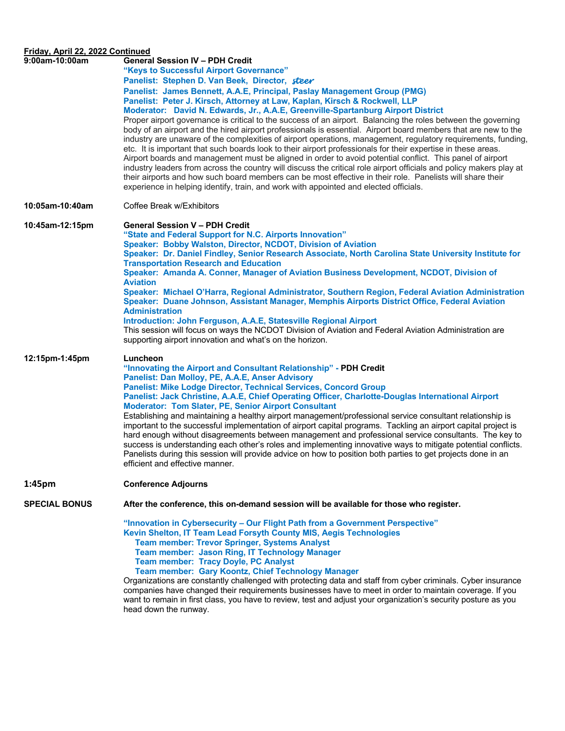**Friday, April 22, 2022 Continued**

**9:00am-10:00am** **General Session IV – PDH Credit**

**"Keys to Successful Airport Governance"**
**Panelist: Stephen D. Van Beek, Director, *steer***
**Panelist: James Bennett, A.A.E, Principal, Paslay Management Group (PMG)**
**Panelist: Peter J. Kirsch, Attorney at Law, Kaplan, Kirsch & Rockwell, LLP**
**Moderator: David N. Edwards, Jr., A.A.E, Greenville-Spartanburg Airport District**

Proper airport governance is critical to the success of an airport. Balancing the roles between the governing body of an airport and the hired airport professionals is essential. Airport board members that are new to the industry are unaware of the complexities of airport operations, management, regulatory requirements, funding, etc. It is important that such boards look to their airport professionals for their expertise in these areas. Airport boards and management must be aligned in order to avoid potential conflict. This panel of airport industry leaders from across the country will discuss the critical role airport officials and policy makers play at their airports and how such board members can be most effective in their role. Panelists will share their experience in helping identify, train, and work with appointed and elected officials.

**10:05am-10:40am** Coffee Break w/Exhibitors

**10:45am-12:15pm** **General Session V – PDH Credit**

**"State and Federal Support for N.C. Airports Innovation"**
**Speaker: Bobby Walston, Director, NCDOT, Division of Aviation**
**Speaker: Dr. Daniel Findley, Senior Research Associate, North Carolina State University Institute for Transportation Research and Education**
**Speaker: Amanda A. Conner, Manager of Aviation Business Development, NCDOT, Division of Aviation**
**Speaker: Michael O'Harra, Regional Administrator, Southern Region, Federal Aviation Administration**
**Speaker: Duane Johnson, Assistant Manager, Memphis Airports District Office, Federal Aviation Administration**
**Introduction: John Ferguson, A.A.E, Statesville Regional Airport**

This session will focus on ways the NCDOT Division of Aviation and Federal Aviation Administration are supporting airport innovation and what's on the horizon.

**12:15pm-1:45pm** **Luncheon**

**"Innovating the Airport and Consultant Relationship" - PDH Credit**
**Panelist: Dan Molloy, PE, A.A.E, Anser Advisory**
**Panelist: Mike Lodge Director, Technical Services, Concord Group**
**Panelist: Jack Christine, A.A.E, Chief Operating Officer, Charlotte-Douglas International Airport**
**Moderator: Tom Slater, PE, Senior Airport Consultant**

Establishing and maintaining a healthy airport management/professional service consultant relationship is important to the successful implementation of airport capital programs. Tackling an airport capital project is hard enough without disagreements between management and professional service consultants. The key to success is understanding each other's roles and implementing innovative ways to mitigate potential conflicts. Panelists during this session will provide advice on how to position both parties to get projects done in an efficient and effective manner.

**1:45pm** **Conference Adjourns**

**SPECIAL BONUS** **After the conference, this on-demand session will be available for those who register.**

**"Innovation in Cybersecurity – Our Flight Path from a Government Perspective"**
**Kevin Shelton, IT Team Lead Forsyth County MIS, Aegis Technologies**
**Team member: Trevor Springer, Systems Analyst**
**Team member: Jason Ring, IT Technology Manager**
**Team member: Tracy Doyle, PC Analyst**
**Team member: Gary Koontz, Chief Technology Manager**

Organizations are constantly challenged with protecting data and staff from cyber criminals. Cyber insurance companies have changed their requirements businesses have to meet in order to maintain coverage. If you want to remain in first class, you have to review, test and adjust your organization's security posture as you head down the runway.